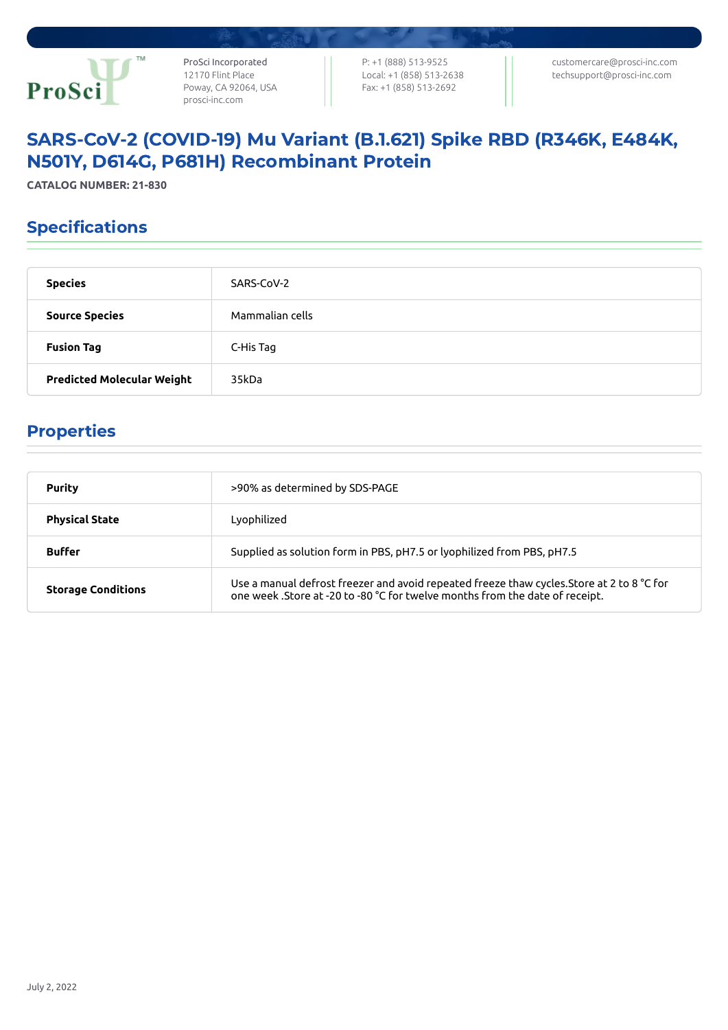ProSci Incorporated
12170 Flint Place
Poway, CA 92064, USA
prosci-inc.com

P: +1 (888) 513-9525
Local: +1 (858) 513-2638
Fax: +1 (858) 513-2692

customercare@prosci-inc.com
techsupport@prosci-inc.com

# SARS-CoV-2 (COVID-19) Mu Variant (B.1.621) Spike RBD (R346K, E484K, N501Y, D614G, P681H) Recombinant Protein

**CATALOG NUMBER: 21-830**

## Specifications

| | |
|---|---|
| **Species** | SARS-CoV-2 |
| **Source Species** | Mammalian cells |
| **Fusion Tag** | C-His Tag |
| **Predicted Molecular Weight** | 35kDa |

## Properties

| | |
|---|---|
| **Purity** | >90% as determined by SDS-PAGE |
| **Physical State** | Lyophilized |
| **Buffer** | Supplied as solution form in PBS, pH7.5 or lyophilized from PBS, pH7.5 |
| **Storage Conditions** | Use a manual defrost freezer and avoid repeated freeze thaw cycles.Store at 2 to 8 °C for one week .Store at -20 to -80 °C for twelve months from the date of receipt. |

July 2, 2022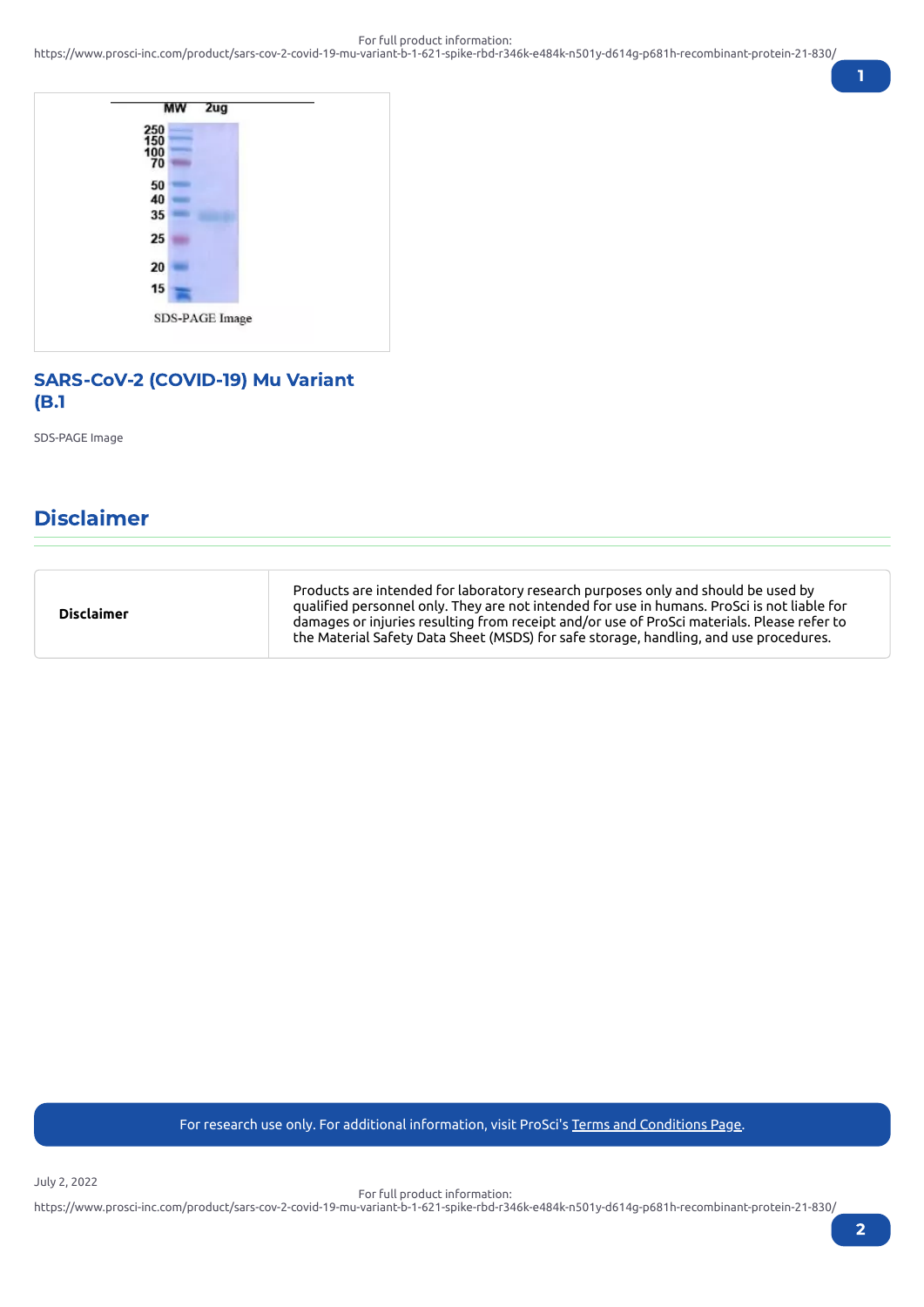MW 2ug

250
150
100
70

50
40
35

25

20

15

SDS-PAGE Image

## SARS-CoV-2 (COVID-19) Mu Variant (B.1

SDS-PAGE Image

## Disclaimer

| | |
|---|---|
| **Disclaimer** | Products are intended for laboratory research purposes only and should be used by qualified personnel only. They are not intended for use in humans. ProSci is not liable for damages or injuries resulting from receipt and/or use of ProSci materials. Please refer to the Material Safety Data Sheet (MSDS) for safe storage, handling, and use procedures. |

For research use only. For additional information, visit ProSci's Terms and Conditions Page.

July 2, 2022